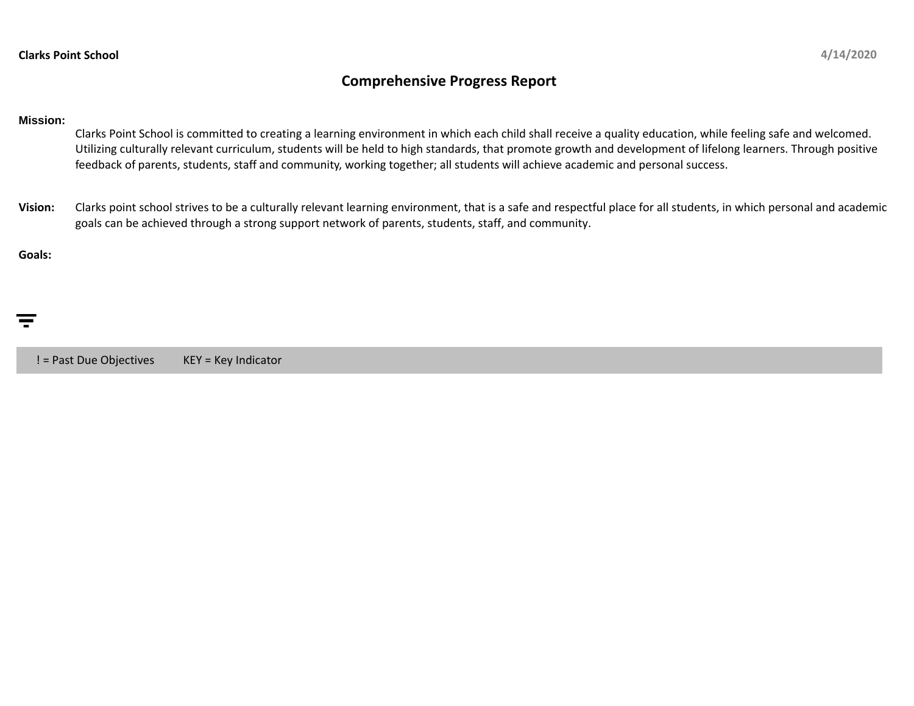**Clarks Point School** 4/14/2020

# Comprehensive Progress Report

**Mission:**

Clarks Point School is committed to creating a learning environment in which each child shall receive a quality education, while feeling safe and welcomed. Utilizing culturally relevant curriculum, students will be held to high standards, that promote growth and development of lifelong learners. Through positive feedback of parents, students, staff and community, working together; all students will achieve academic and personal success.

**Vision:** Clarks point school strives to be a culturally relevant learning environment, that is a safe and respectful place for all students, in which personal and academic goals can be achieved through a strong support network of parents, students, staff, and community.

**Goals:**

! = Past Due Objectives KEY = Key Indicator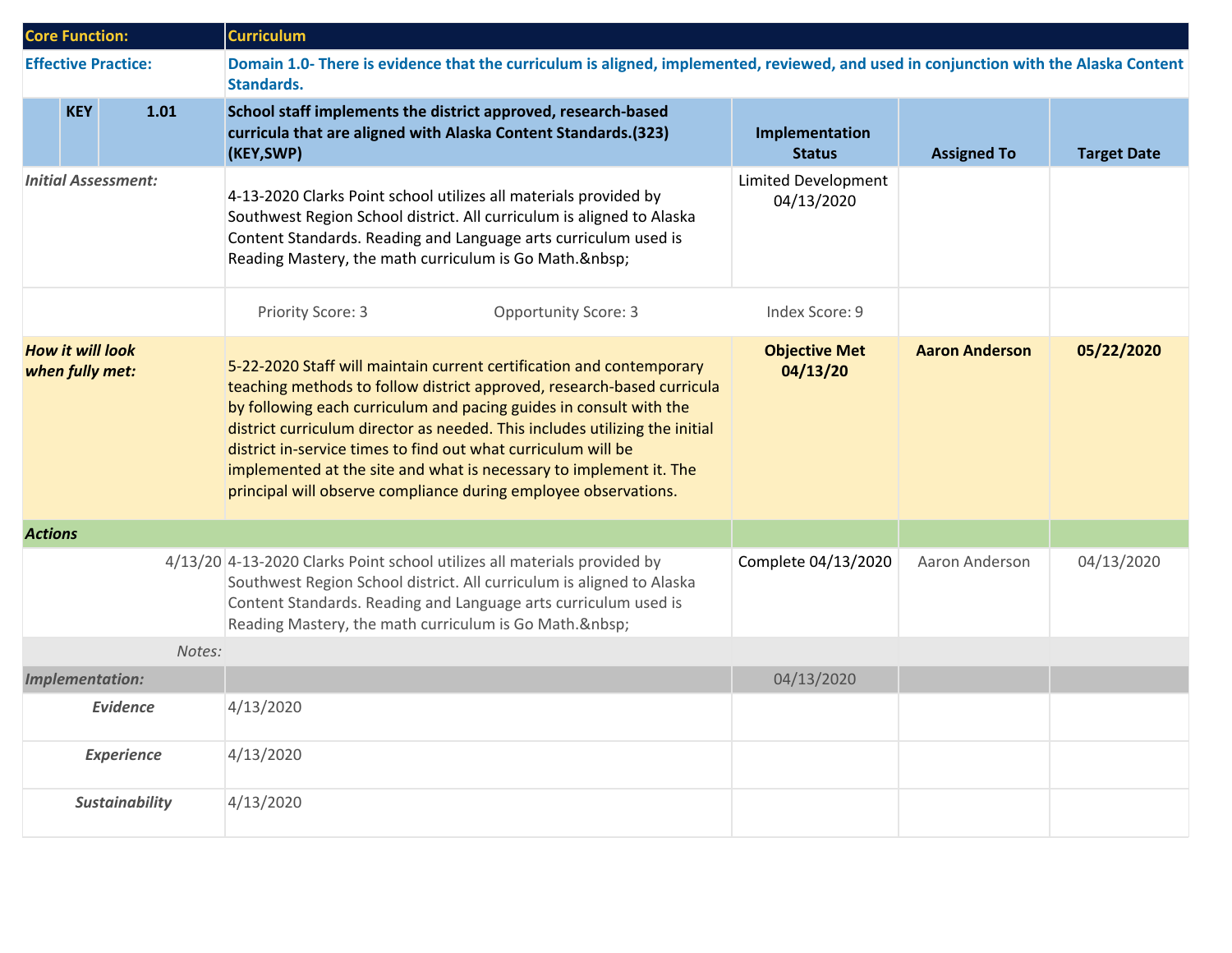| Core Function: | | | Curriculum | | | |
|---|---|---|---|---|---|---|
| **Effective Practice:** | | | **Domain 1.0- There is evidence that the curriculum is aligned, implemented, reviewed, and used in conjunction with the Alaska Content Standards.** | | | |
| | **KEY** | **1.01** | **School staff implements the district approved, research-based curricula that are aligned with Alaska Content Standards.(323) (KEY,SWP)** | **Implementation Status** | **Assigned To** | **Target Date** |
| *Initial Assessment:* | | | 4-13-2020 Clarks Point school utilizes all materials provided by Southwest Region School district. All curriculum is aligned to Alaska Content Standards. Reading and Language arts curriculum used is Reading Mastery, the math curriculum is Go Math.&nbsp; | Limited Development 04/13/2020 | | |
| | | | Priority Score: 3 Opportunity Score: 3 | Index Score: 9 | | |
| ***How it will look when fully met:*** | | | 5-22-2020 Staff will maintain current certification and contemporary teaching methods to follow district approved, research-based curricula by following each curriculum and pacing guides in consult with the district curriculum director as needed. This includes utilizing the initial district in-service times to find out what curriculum will be implemented at the site and what is necessary to implement it. The principal will observe compliance during employee observations. | **Objective Met 04/13/20** | **Aaron Anderson** | **05/22/2020** |
| ***Actions*** | | | | | | |
| 4/13/20 | | | 4-13-2020 Clarks Point school utilizes all materials provided by Southwest Region School district. All curriculum is aligned to Alaska Content Standards. Reading and Language arts curriculum used is Reading Mastery, the math curriculum is Go Math.&nbsp; | Complete 04/13/2020 | Aaron Anderson | 04/13/2020 |
| *Notes:* | | | | | | |
| ***Implementation:*** | | | | 04/13/2020 | | |
| ***Evidence*** | | | 4/13/2020 | | | |
| ***Experience*** | | | 4/13/2020 | | | |
| ***Sustainability*** | | | 4/13/2020 | | | |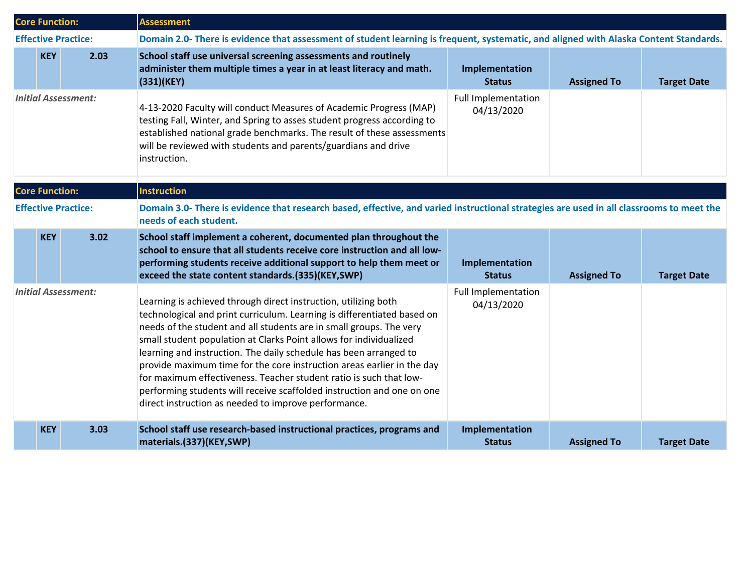| Core Function: | | | Assessment | | | |
|---|---|---|---|---|---|---|
| **Effective Practice:** | | | **Domain 2.0- There is evidence that assessment of student learning is frequent, systematic, and aligned with Alaska Content Standards.** | | | |
| | **KEY** | **2.03** | **School staff use universal screening assessments and routinely administer them multiple times a year in at least literacy and math.(331)(KEY)** | **Implementation Status** | **Assigned To** | **Target Date** |
| *Initial Assessment:* | | | 4-13-2020 Faculty will conduct Measures of Academic Progress (MAP) testing Fall, Winter, and Spring to asses student progress according to established national grade benchmarks. The result of these assessments will be reviewed with students and parents/guardians and drive instruction. | Full Implementation 04/13/2020 | | |

| Core Function: | | | Instruction | | | |
|---|---|---|---|---|---|---|
| **Effective Practice:** | | | **Domain 3.0- There is evidence that research based, effective, and varied instructional strategies are used in all classrooms to meet the needs of each student.** | | | |
| | **KEY** | **3.02** | **School staff implement a coherent, documented plan throughout the school to ensure that all students receive core instruction and all low-performing students receive additional support to help them meet or exceed the state content standards.(335)(KEY,SWP)** | **Implementation Status** | **Assigned To** | **Target Date** |
| *Initial Assessment:* | | | Learning is achieved through direct instruction, utilizing both technological and print curriculum. Learning is differentiated based on needs of the student and all students are in small groups. The very small student population at Clarks Point allows for individualized learning and instruction. The daily schedule has been arranged to provide maximum time for the core instruction areas earlier in the day for maximum effectiveness. Teacher student ratio is such that low-performing students will receive scaffolded instruction and one on one direct instruction as needed to improve performance. | Full Implementation 04/13/2020 | | |
| | **KEY** | **3.03** | **School staff use research-based instructional practices, programs and materials.(337)(KEY,SWP)** | **Implementation Status** | **Assigned To** | **Target Date** |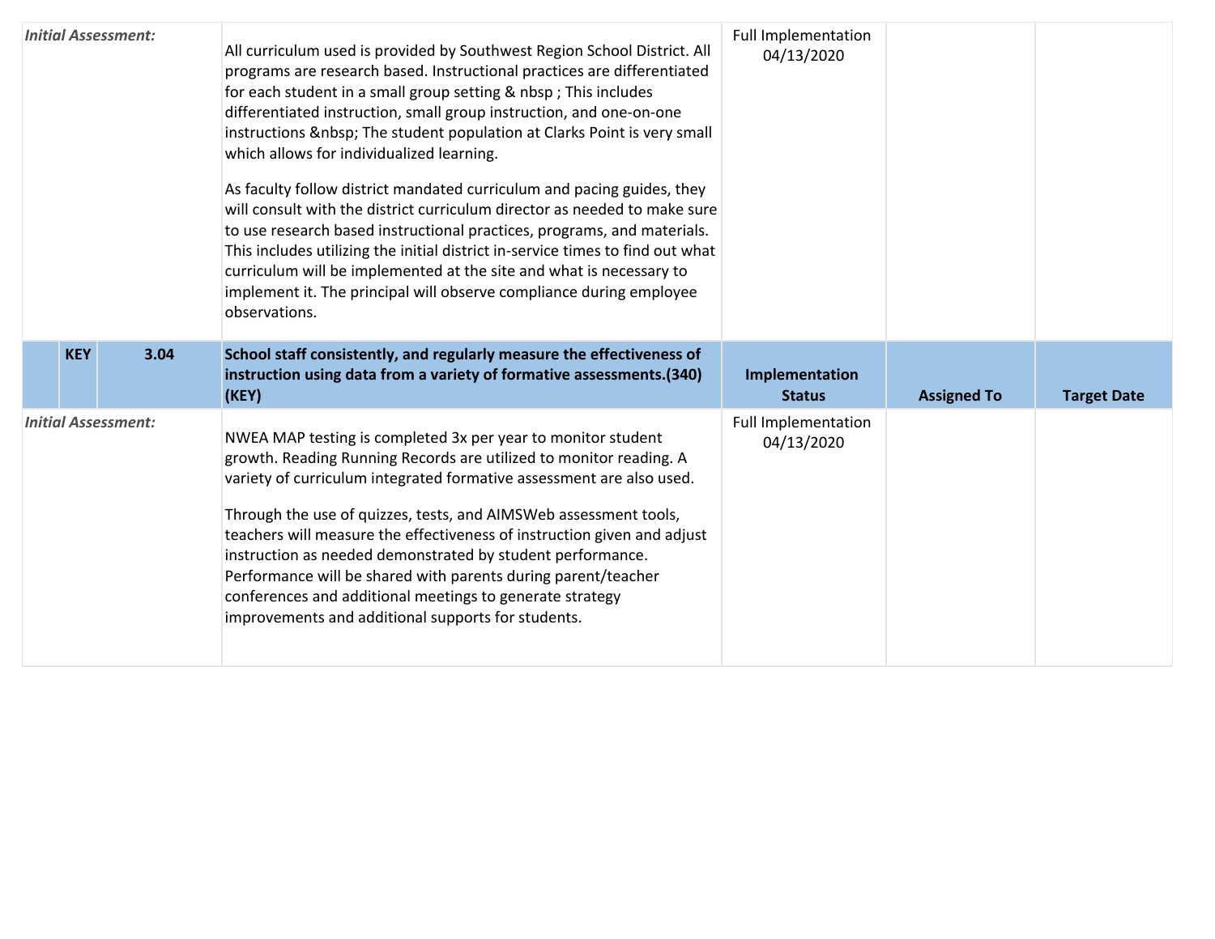| Initial Assessment: | All curriculum used is provided by Southwest Region School District. All programs are research based. Instructional practices are differentiated for each student in a small group setting & nbsp ; This includes differentiated instruction, small group instruction, and one-on-one instructions &nbsp; The student population at Clarks Point is very small which allows for individualized learning.<br><br>As faculty follow district mandated curriculum and pacing guides, they will consult with the district curriculum director as needed to make sure to use research based instructional practices, programs, and materials. This includes utilizing the initial district in-service times to find out what curriculum will be implemented at the site and what is necessary to implement it. The principal will observe compliance during employee observations. | Full Implementation 04/13/2020 | | |
|---|---|---|---|---|

| | KEY | 3.04 | School staff consistently, and regularly measure the effectiveness of instruction using data from a variety of formative assessments.(340) (KEY) | Implementation Status | Assigned To | Target Date |
|---|---|---|---|---|---|---|
| Initial Assessment: | | | NWEA MAP testing is completed 3x per year to monitor student growth. Reading Running Records are utilized to monitor reading. A variety of curriculum integrated formative assessment are also used.<br><br>Through the use of quizzes, tests, and AIMSWeb assessment tools, teachers will measure the effectiveness of instruction given and adjust instruction as needed demonstrated by student performance. Performance will be shared with parents during parent/teacher conferences and additional meetings to generate strategy improvements and additional supports for students. | Full Implementation 04/13/2020 | | |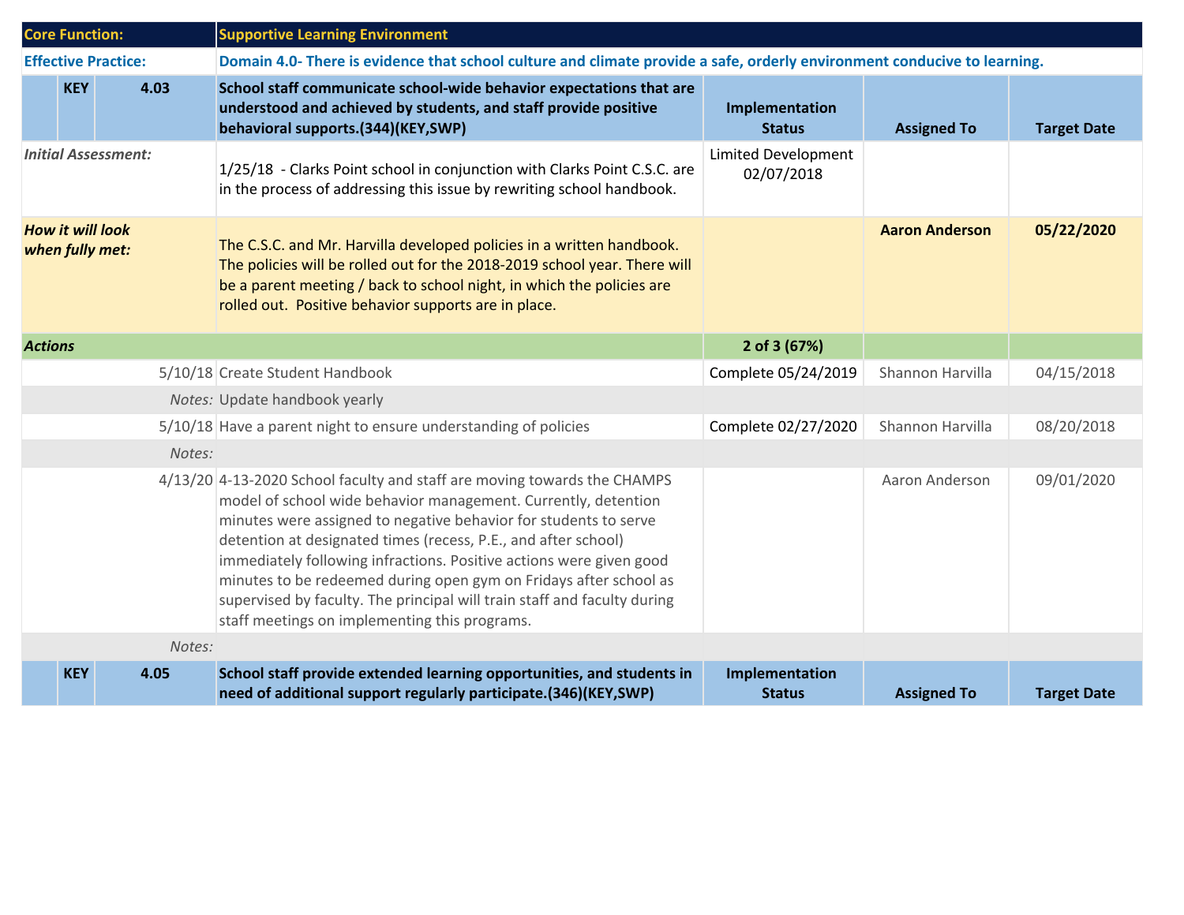| Core Function: | | | Supportive Learning Environment | | | |
|---|---|---|---|---|---|---|
| **Effective Practice:** | | | **Domain 4.0- There is evidence that school culture and climate provide a safe, orderly environment conducive to learning.** | | | |
| | **KEY** | **4.03** | **School staff communicate school-wide behavior expectations that are understood and achieved by students, and staff provide positive behavioral supports.(344)(KEY,SWP)** | **Implementation Status** | **Assigned To** | **Target Date** |
| *Initial Assessment:* | | | 1/25/18 - Clarks Point school in conjunction with Clarks Point C.S.C. are in the process of addressing this issue by rewriting school handbook. | Limited Development 02/07/2018 | | |
| ***How it will look when fully met:*** | | | The C.S.C. and Mr. Harvilla developed policies in a written handbook. The policies will be rolled out for the 2018-2019 school year. There will be a parent meeting / back to school night, in which the policies are rolled out. Positive behavior supports are in place. | | **Aaron Anderson** | **05/22/2020** |
| ***Actions*** | | | | **2 of 3 (67%)** | | |
| | | 5/10/18 | Create Student Handbook | Complete 05/24/2019 | Shannon Harvilla | 04/15/2018 |
| | | *Notes:* | Update handbook yearly | | | |
| | | 5/10/18 | Have a parent night to ensure understanding of policies | Complete 02/27/2020 | Shannon Harvilla | 08/20/2018 |
| | | *Notes:* | | | | |
| | | 4/13/20 | 4-13-2020 School faculty and staff are moving towards the CHAMPS model of school wide behavior management. Currently, detention minutes were assigned to negative behavior for students to serve detention at designated times (recess, P.E., and after school) immediately following infractions. Positive actions were given good minutes to be redeemed during open gym on Fridays after school as supervised by faculty. The principal will train staff and faculty during staff meetings on implementing this programs. | | Aaron Anderson | 09/01/2020 |
| | | *Notes:* | | | | |
| | **KEY** | **4.05** | **School staff provide extended learning opportunities, and students in need of additional support regularly participate.(346)(KEY,SWP)** | **Implementation Status** | **Assigned To** | **Target Date** |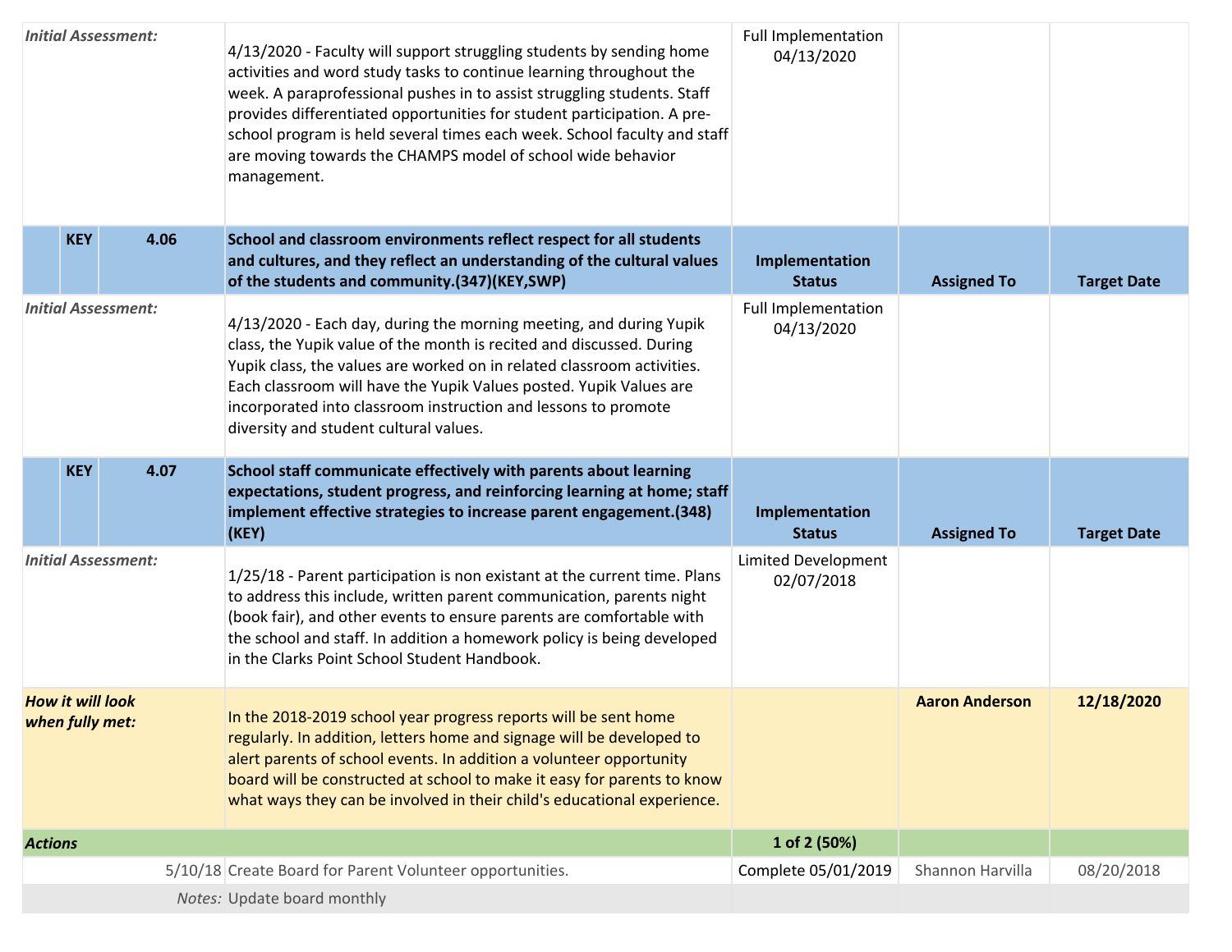| | | | | | | |
|---|---|---|---|---|---|---|
| *Initial Assessment:* | | | 4/13/2020 - Faculty will support struggling students by sending home activities and word study tasks to continue learning throughout the week. A paraprofessional pushes in to assist struggling students. Staff provides differentiated opportunities for student participation. A pre-school program is held several times each week. School faculty and staff are moving towards the CHAMPS model of school wide behavior management. | Full Implementation 04/13/2020 | | |
| | **KEY** | **4.06** | **School and classroom environments reflect respect for all students and cultures, and they reflect an understanding of the cultural values of the students and community.(347)(KEY,SWP)** | **Implementation Status** | **Assigned To** | **Target Date** |
| *Initial Assessment:* | | | 4/13/2020 - Each day, during the morning meeting, and during Yupik class, the Yupik value of the month is recited and discussed. During Yupik class, the values are worked on in related classroom activities. Each classroom will have the Yupik Values posted. Yupik Values are incorporated into classroom instruction and lessons to promote diversity and student cultural values. | Full Implementation 04/13/2020 | | |
| | **KEY** | **4.07** | **School staff communicate effectively with parents about learning expectations, student progress, and reinforcing learning at home; staff implement effective strategies to increase parent engagement.(348)(KEY)** | **Implementation Status** | **Assigned To** | **Target Date** |
| *Initial Assessment:* | | | 1/25/18 - Parent participation is non existant at the current time. Plans to address this include, written parent communication, parents night (book fair), and other events to ensure parents are comfortable with the school and staff. In addition a homework policy is being developed in the Clarks Point School Student Handbook. | Limited Development 02/07/2018 | | |
| ***How it will look when fully met:*** | | | In the 2018-2019 school year progress reports will be sent home regularly. In addition, letters home and signage will be developed to alert parents of school events. In addition a volunteer opportunity board will be constructed at school to make it easy for parents to know what ways they can be involved in their child's educational experience. | | **Aaron Anderson** | **12/18/2020** |
| ***Actions*** | | | | **1 of 2 (50%)** | | |
| | | 5/10/18 | Create Board for Parent Volunteer opportunities. | Complete 05/01/2019 | Shannon Harvilla | 08/20/2018 |
| | | *Notes:* | Update board monthly | | | |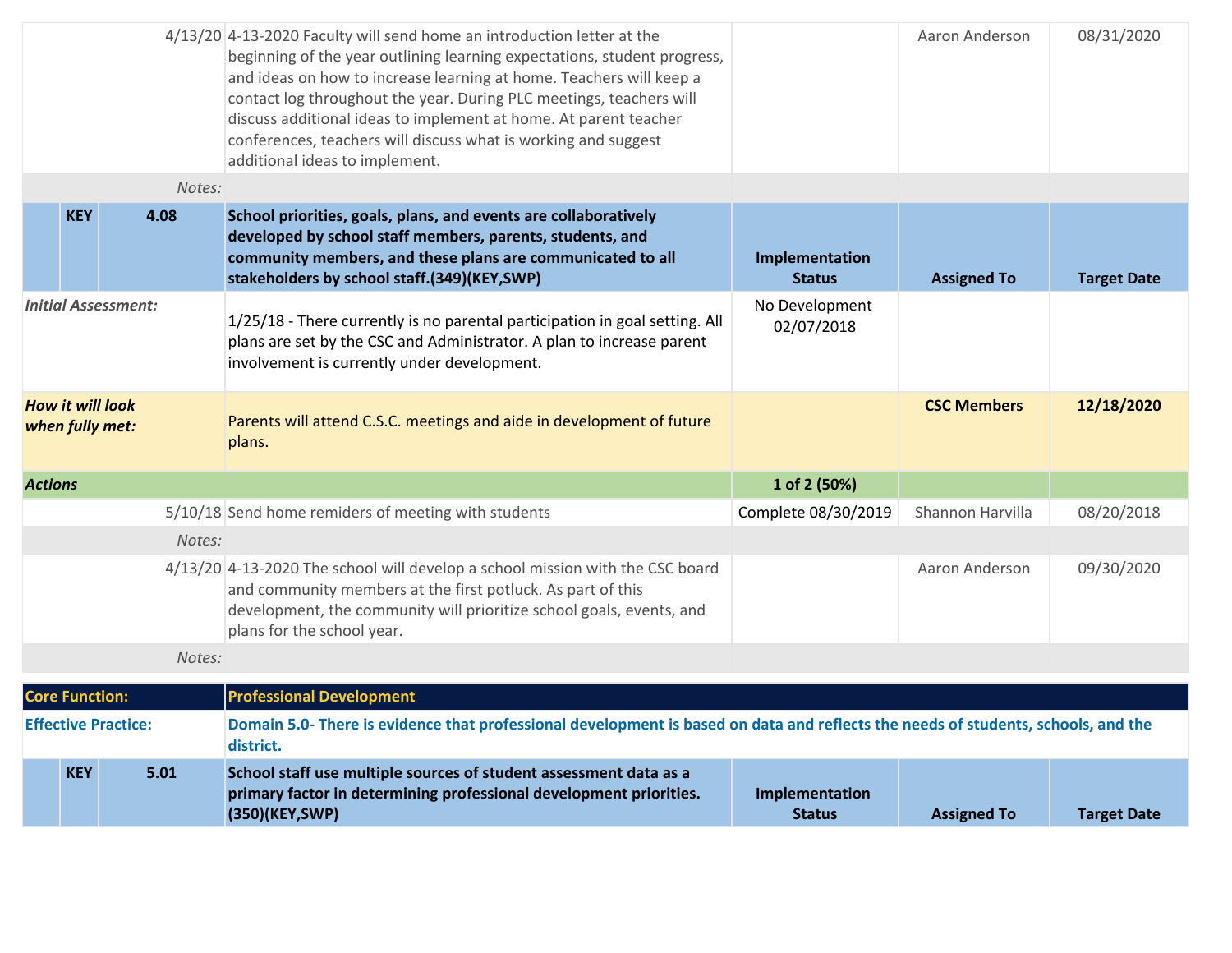| | | | | | | |
|---|---|---|---|---|---|---|
| | | 4/13/20 | 4-13-2020 Faculty will send home an introduction letter at the beginning of the year outlining learning expectations, student progress, and ideas on how to increase learning at home. Teachers will keep a contact log throughout the year. During PLC meetings, teachers will discuss additional ideas to implement at home. At parent teacher conferences, teachers will discuss what is working and suggest additional ideas to implement. | | Aaron Anderson | 08/31/2020 |
| | | *Notes:* | | | | |
| | **KEY** | **4.08** | **School priorities, goals, plans, and events are collaboratively developed by school staff members, parents, students, and community members, and these plans are communicated to all stakeholders by school staff.(349)(KEY,SWP)** | **Implementation Status** | **Assigned To** | **Target Date** |
| *Initial Assessment:* | | | 1/25/18 - There currently is no parental participation in goal setting. All plans are set by the CSC and Administrator. A plan to increase parent involvement is currently under development. | No Development 02/07/2018 | | |
| ***How it will look when fully met:*** | | | Parents will attend C.S.C. meetings and aide in development of future plans. | | **CSC Members** | **12/18/2020** |
| ***Actions*** | | | | **1 of 2 (50%)** | | |
| | | 5/10/18 | Send home reminders of meeting with students | Complete 08/30/2019 | Shannon Harvilla | 08/20/2018 |
| | | *Notes:* | | | | |
| | | 4/13/20 | 4-13-2020 The school will develop a school mission with the CSC board and community members at the first potluck. As part of this development, the community will prioritize school goals, events, and plans for the school year. | | Aaron Anderson | 09/30/2020 |
| | | *Notes:* | | | | |

| | | | | | | |
|---|---|---|---|---|---|---|
| **Core Function:** | | | **Professional Development** | | | |
| **Effective Practice:** | | | **Domain 5.0- There is evidence that professional development is based on data and reflects the needs of students, schools, and the district.** | | | |
| | **KEY** | **5.01** | **School staff use multiple sources of student assessment data as a primary factor in determining professional development priorities. (350)(KEY,SWP)** | **Implementation Status** | **Assigned To** | **Target Date** |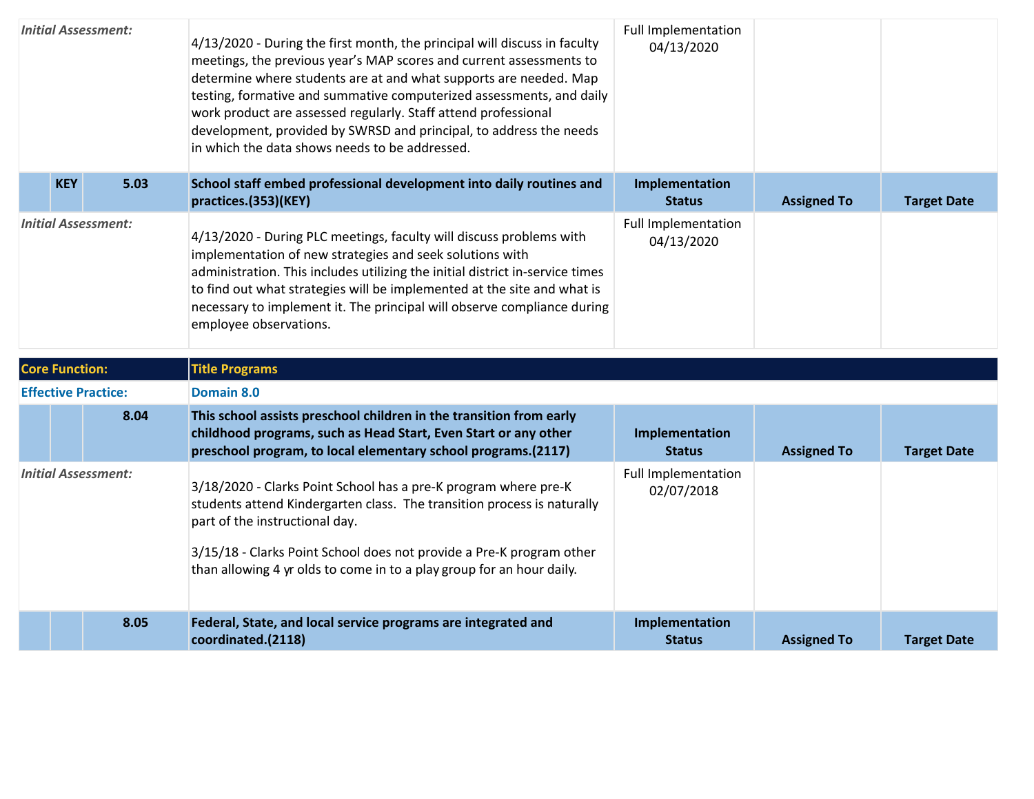| | | | | | | |
|---|---|---|---|---|---|---|
| *Initial Assessment:* | | | 4/13/2020 - During the first month, the principal will discuss in faculty meetings, the previous year's MAP scores and current assessments to determine where students are at and what supports are needed. Map testing, formative and summative computerized assessments, and daily work product are assessed regularly. Staff attend professional development, provided by SWRSD and principal, to address the needs in which the data shows needs to be addressed. | Full Implementation 04/13/2020 | | |
| | **KEY** | **5.03** | **School staff embed professional development into daily routines and practices.(353)(KEY)** | **Implementation Status** | **Assigned To** | **Target Date** |
| *Initial Assessment:* | | | 4/13/2020 - During PLC meetings, faculty will discuss problems with implementation of new strategies and seek solutions with administration. This includes utilizing the initial district in-service times to find out what strategies will be implemented at the site and what is necessary to implement it. The principal will observe compliance during employee observations. | Full Implementation 04/13/2020 | | |

| | | | | | | |
|---|---|---|---|---|---|---|
| **Core Function:** | | | **Title Programs** | | | |
| **Effective Practice:** | | | **Domain 8.0** | | | |
| | | **8.04** | **This school assists preschool children in the transition from early childhood programs, such as Head Start, Even Start or any other preschool program, to local elementary school programs.(2117)** | **Implementation Status** | **Assigned To** | **Target Date** |
| *Initial Assessment:* | | | 3/18/2020 - Clarks Point School has a pre-K program where pre-K students attend Kindergarten class. The transition process is naturally part of the instructional day.<br><br>3/15/18 - Clarks Point School does not provide a Pre-K program other than allowing 4 yr olds to come in to a play group for an hour daily. | Full Implementation 02/07/2018 | | |
| | | **8.05** | **Federal, State, and local service programs are integrated and coordinated.(2118)** | **Implementation Status** | **Assigned To** | **Target Date** |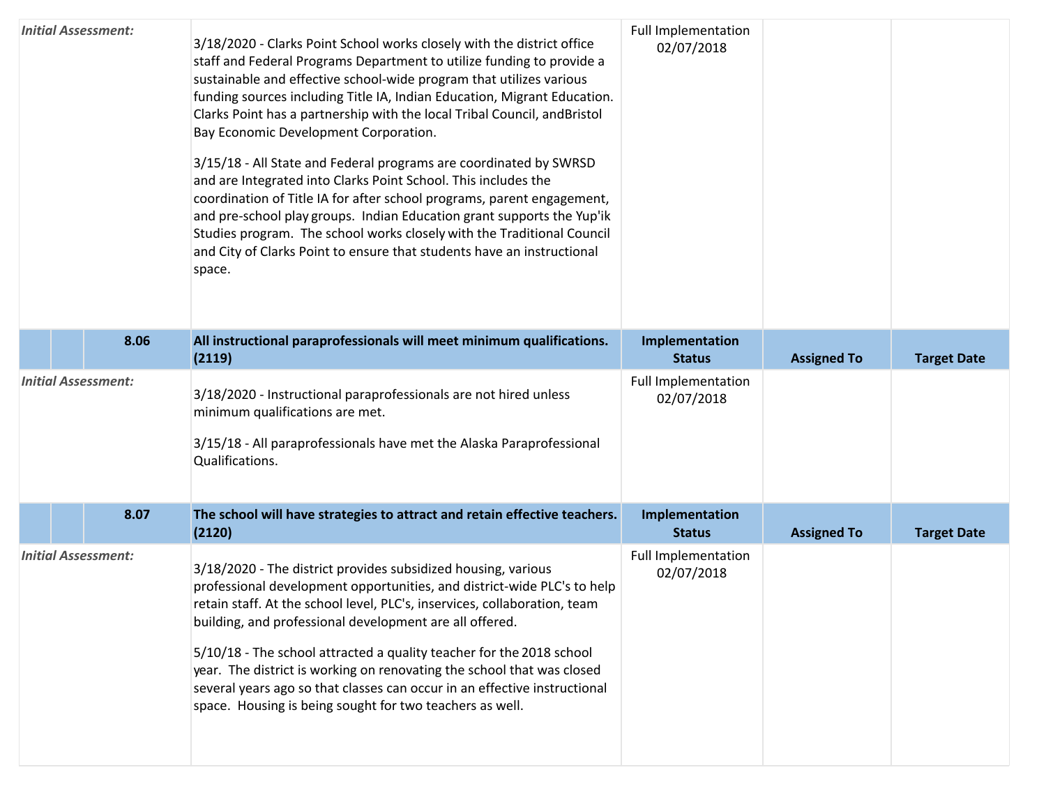| | | | | | | |
|---|---|---|---|---|---|---|
| *Initial Assessment:* | | | 3/18/2020 - Clarks Point School works closely with the district office staff and Federal Programs Department to utilize funding to provide a sustainable and effective school-wide program that utilizes various funding sources including Title IA, Indian Education, Migrant Education. Clarks Point has a partnership with the local Tribal Council, andBristol Bay Economic Development Corporation.<br><br>3/15/18 - All State and Federal programs are coordinated by SWRSD and are Integrated into Clarks Point School. This includes the coordination of Title IA for after school programs, parent engagement, and pre-school play groups. Indian Education grant supports the Yup'ik Studies program. The school works closely with the Traditional Council and City of Clarks Point to ensure that students have an instructional space. | Full Implementation 02/07/2018 | | |
| | | **8.06** | **All instructional paraprofessionals will meet minimum qualifications. (2119)** | **Implementation Status** | **Assigned To** | **Target Date** |
| *Initial Assessment:* | | | 3/18/2020 - Instructional paraprofessionals are not hired unless minimum qualifications are met.<br><br>3/15/18 - All paraprofessionals have met the Alaska Paraprofessional Qualifications. | Full Implementation 02/07/2018 | | |
| | | **8.07** | **The school will have strategies to attract and retain effective teachers. (2120)** | **Implementation Status** | **Assigned To** | **Target Date** |
| *Initial Assessment:* | | | 3/18/2020 - The district provides subsidized housing, various professional development opportunities, and district-wide PLC's to help retain staff. At the school level, PLC's, inservices, collaboration, team building, and professional development are all offered.<br><br>5/10/18 - The school attracted a quality teacher for the 2018 school year. The district is working on renovating the school that was closed several years ago so that classes can occur in an effective instructional space. Housing is being sought for two teachers as well. | Full Implementation 02/07/2018 | | |